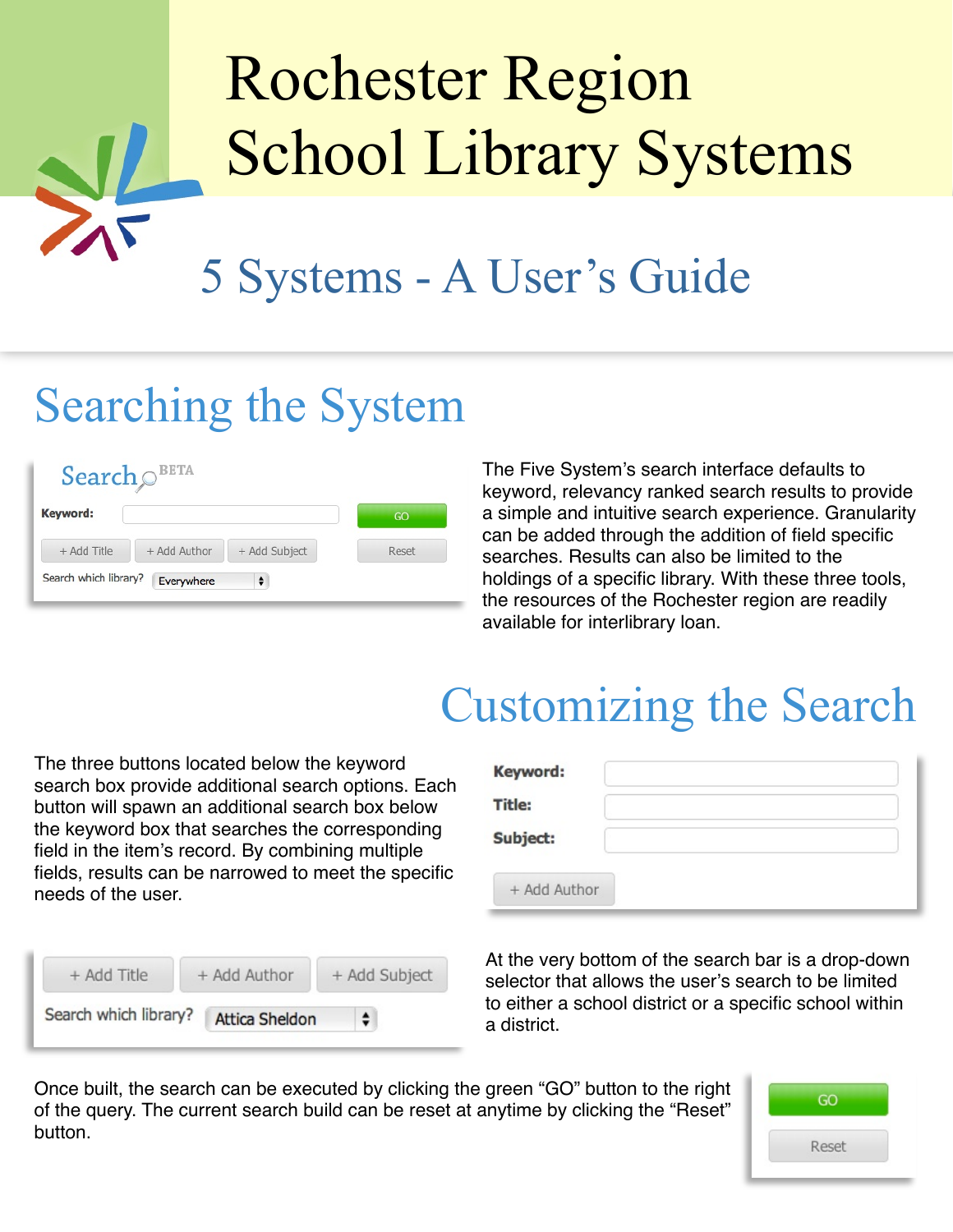# Rochester Region School Library Systems

## 5 Systems - A User's Guide

## Searching the System

The Five System's search interface defaults to keyword, relevancy ranked search results to provide a simple and intuitive search experience. Granularity can be added through the addition of field specific searches. Results can also be limited to the holdings of a specific library. With these three tools, the resources of the Rochester region are readily available for interlibrary loan.

## Customizing the Search

The three buttons located below the keyword search box provide additional search options. Each button will spawn an additional search box below the keyword box that searches the corresponding field in the item's record. By combining multiple fields, results can be narrowed to meet the specific needs of the user.

At the very bottom of the search bar is a drop-down selector that allows the user's search to be limited to either a school district or a specific school within a district.

Once built, the search can be executed by clicking the green "GO" button to the right of the query. The current search build can be reset at anytime by clicking the "Reset" button.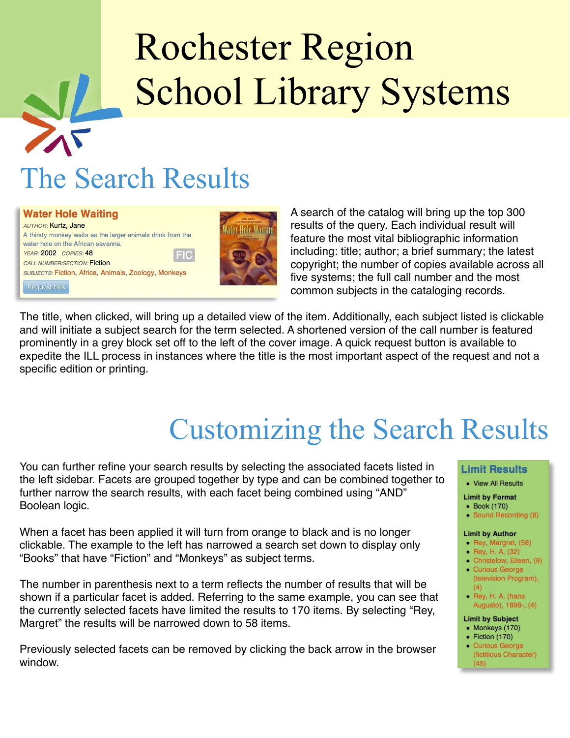# Rochester Region School Library Systems

## The Search Results

**Water Hole Waiting**

*AUTHOR:* Kurtz, Jane

A thirsty monkey waits as the larger animals drink from the water hole on the African savanna.

*YEAR:* 2002 *COPIES:* 48

*CALL NUMBER/SECTION:* Fiction

FIC

*SUBJECTS:* Fiction, Africa, Animals, Zoology, Monkeys

Request this

A search of the catalog will bring up the top 300 results of the query. Each individual result will feature the most vital bibliographic information including: title; author; a brief summary; the latest copyright; the number of copies available across all five systems; the full call number and the most common subjects in the cataloging records.

The title, when clicked, will bring up a detailed view of the item. Additionally, each subject listed is clickable and will initiate a subject search for the term selected. A shortened version of the call number is featured prominently in a grey block set off to the left of the cover image. A quick request button is available to expedite the ILL process in instances where the title is the most important aspect of the request and not a specific edition or printing.

## Customizing the Search Results

You can further refine your search results by selecting the associated facets listed in the left sidebar. Facets are grouped together by type and can be combined together to further narrow the search results, with each facet being combined using “AND” Boolean logic.

When a facet has been applied it will turn from orange to black and is no longer clickable. The example to the left has narrowed a search set down to display only “Books” that have “Fiction” and “Monkeys” as subject terms.

The number in parenthesis next to a term reflects the number of results that will be shown if a particular facet is added. Referring to the same example, you can see that the currently selected facets have limited the results to 170 items. By selecting “Rey, Margret” the results will be narrowed down to 58 items.

Previously selected facets can be removed by clicking the back arrow in the browser window.

**Limit Results**

- View All Results

**Limit by Format**

- Book (170)
- Sound Recording (8)

**Limit by Author**

- Rey, Margret, (58)
- Rey, H. A, (32)
- Christelow, Eileen, (9)
- Curious George (television Program), (4)
- Rey, H. A. (hans Augusto), 1898-, (4)

**Limit by Subject**

- Monkeys (170)
- Fiction (170)
- Curious George (fictitious Character) (45)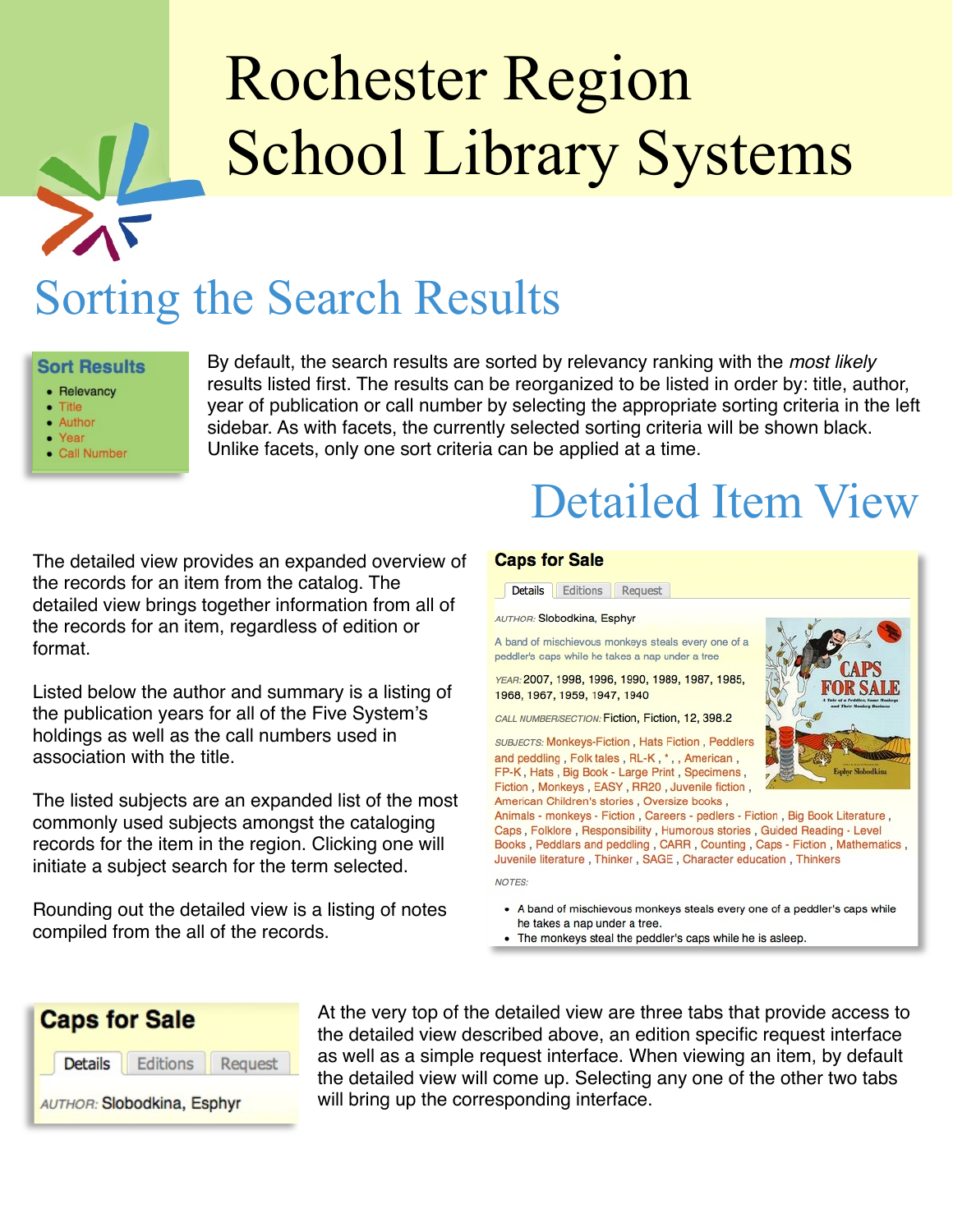# Rochester Region School Library Systems

## Sorting the Search Results

**Sort Results**

- Relevancy
- Title
- Author
- Year
- Call Number

By default, the search results are sorted by relevancy ranking with the *most likely* results listed first. The results can be reorganized to be listed in order by: title, author, year of publication or call number by selecting the appropriate sorting criteria in the left sidebar. As with facets, the currently selected sorting criteria will be shown black. Unlike facets, only one sort criteria can be applied at a time.

## Detailed Item View

The detailed view provides an expanded overview of the records for an item from the catalog. The detailed view brings together information from all of the records for an item, regardless of edition or format.

Listed below the author and summary is a listing of the publication years for all of the Five System's holdings as well as the call numbers used in association with the title.

The listed subjects are an expanded list of the most commonly used subjects amongst the cataloging records for the item in the region. Clicking one will initiate a subject search for the term selected.

Rounding out the detailed view is a listing of notes compiled from the all of the records.

**Caps for Sale**

Details | Editions | Request

*AUTHOR:* Slobodkina, Esphyr

A band of mischievous monkeys steals every one of a peddler's caps while he takes a nap under a tree

*YEAR:* 2007, 1998, 1996, 1990, 1989, 1987, 1985, 1968, 1967, 1959, 1947, 1940

*CALL NUMBER/SECTION:* Fiction, Fiction, 12, 398.2

*SUBJECTS:* Monkeys-Fiction , Hats Fiction , Peddlers and peddling , Folk tales , RL-K , * , , American , FP-K , Hats , Big Book - Large Print , Specimens , Fiction , Monkeys , EASY , RR20 , Juvenile fiction , American Children's stories , Oversize books , Animals - monkeys - Fiction , Careers - pedlers - Fiction , Big Book Literature , Caps , Folklore , Responsibility , Humorous stories , Guided Reading - Level Books , Peddlars and peddling , CARR , Counting , Caps - Fiction , Mathematics , Juvenile literature , Thinker , SAGE , Character education , Thinkers

*NOTES:*

- A band of mischievous monkeys steals every one of a peddler's caps while he takes a nap under a tree.
- The monkeys steal the peddler's caps while he is asleep.

**Caps for Sale**

Details | Editions | Request

*AUTHOR:* Slobodkina, Esphyr

At the very top of the detailed view are three tabs that provide access to the detailed view described above, an edition specific request interface as well as a simple request interface. When viewing an item, by default the detailed view will come up. Selecting any one of the other two tabs will bring up the corresponding interface.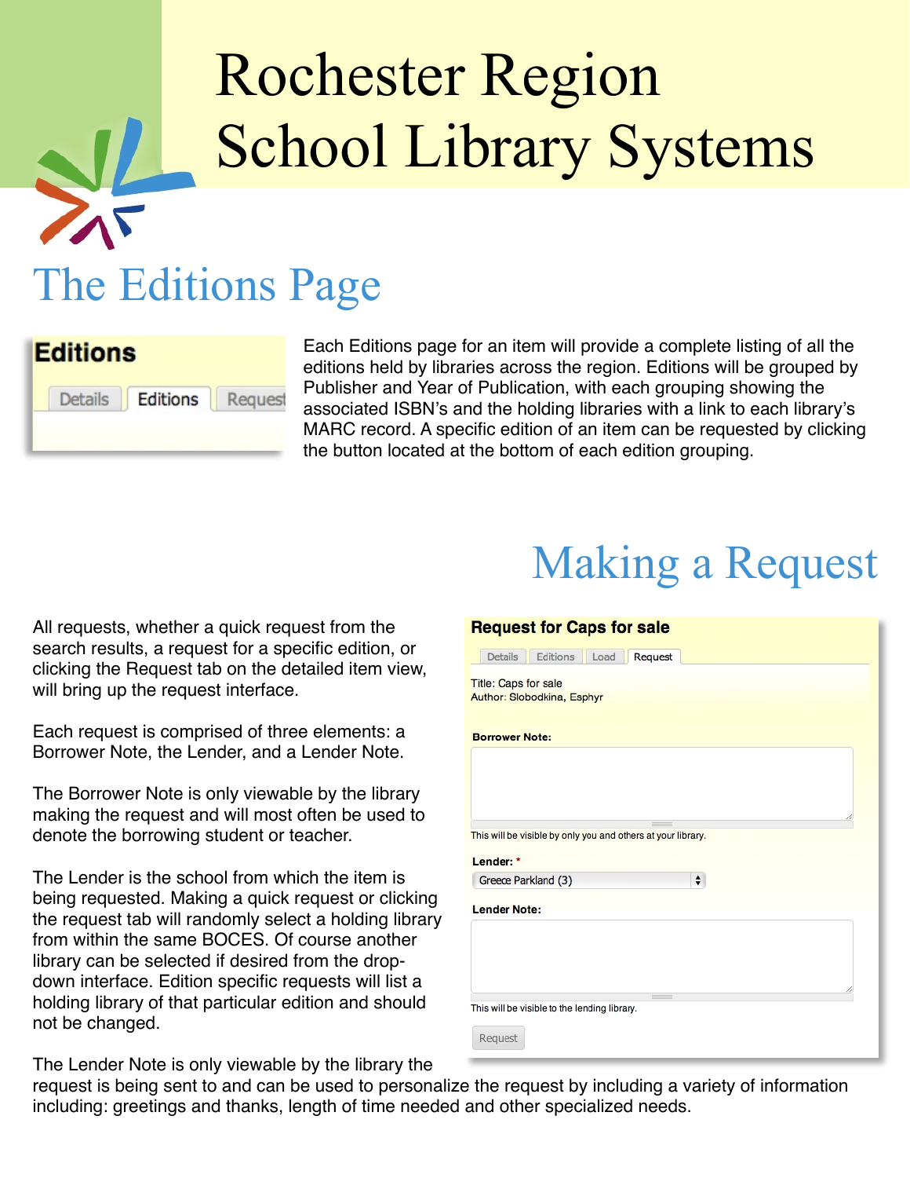# Rochester Region School Library Systems

## The Editions Page

Each Editions page for an item will provide a complete listing of all the editions held by libraries across the region. Editions will be grouped by Publisher and Year of Publication, with each grouping showing the associated ISBN's and the holding libraries with a link to each library's MARC record. A specific edition of an item can be requested by clicking the button located at the bottom of each edition grouping.

## Making a Request

All requests, whether a quick request from the search results, a request for a specific edition, or clicking the Request tab on the detailed item view, will bring up the request interface.

Each request is comprised of three elements: a Borrower Note, the Lender, and a Lender Note.

The Borrower Note is only viewable by the library making the request and will most often be used to denote the borrowing student or teacher.

The Lender is the school from which the item is being requested. Making a quick request or clicking the request tab will randomly select a holding library from within the same BOCES. Of course another library can be selected if desired from the drop-down interface. Edition specific requests will list a holding library of that particular edition and should not be changed.

The Lender Note is only viewable by the library the request is being sent to and can be used to personalize the request by including a variety of information including: greetings and thanks, length of time needed and other specialized needs.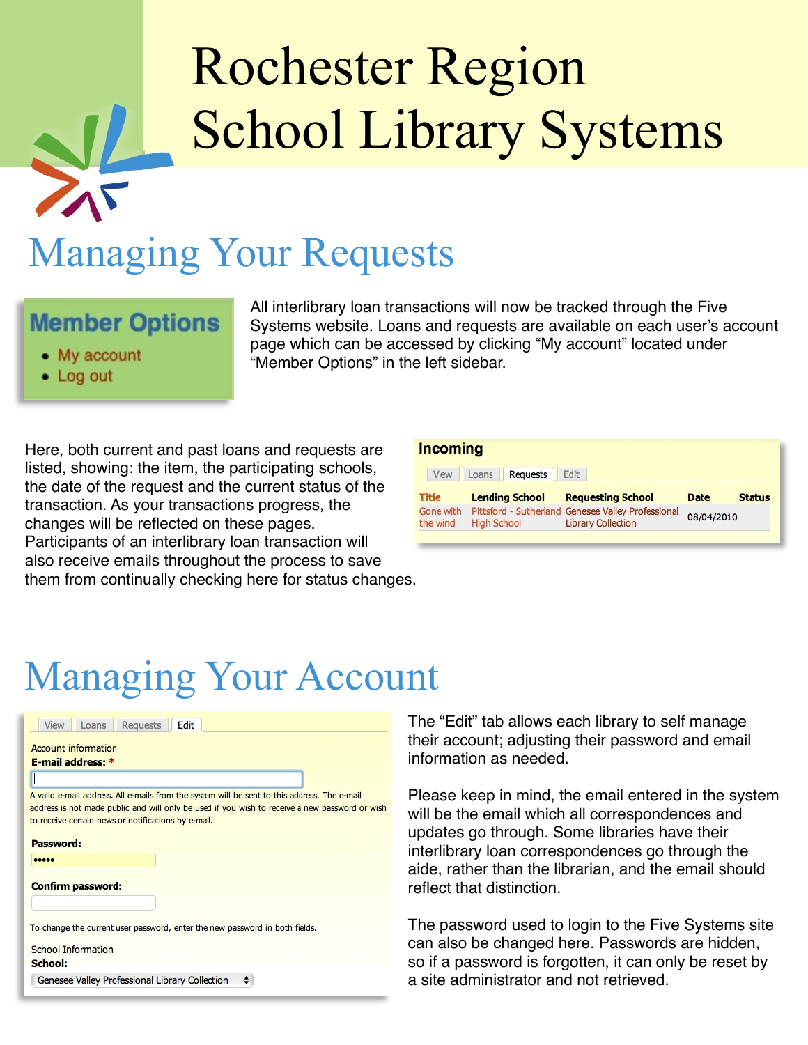# Rochester Region School Library Systems

## Managing Your Requests

**Member Options**

- My account
- Log out

All interlibrary loan transactions will now be tracked through the Five Systems website. Loans and requests are available on each user's account page which can be accessed by clicking "My account" located under "Member Options" in the left sidebar.

Here, both current and past loans and requests are listed, showing: the item, the participating schools, the date of the request and the current status of the transaction. As your transactions progress, the changes will be reflected on these pages. Participants of an interlibrary loan transaction will also receive emails throughout the process to save them from continually checking here for status changes.

**Incoming**

View | Loans | Requests | Edit

| Title | Lending School | Requesting School | Date | Status |
|---|---|---|---|---|
| Gone with the wind | Pittsford - Sutherland High School | Genesee Valley Professional Library Collection | 08/04/2010 | |

## Managing Your Account

View | Loans | Requests | Edit

Account information

**E-mail address:** *

A valid e-mail address. All e-mails from the system will be sent to this address. The e-mail address is not made public and will only be used if you wish to receive a new password or wish to receive certain news or notifications by e-mail.

**Password:**

•••••

**Confirm password:**

To change the current user password, enter the new password in both fields.

School Information

**School:**

Genesee Valley Professional Library Collection

The "Edit" tab allows each library to self manage their account; adjusting their password and email information as needed.

Please keep in mind, the email entered in the system will be the email which all correspondences and updates go through. Some libraries have their interlibrary loan correspondences go through the aide, rather than the librarian, and the email should reflect that distinction.

The password used to login to the Five Systems site can also be changed here. Passwords are hidden, so if a password is forgotten, it can only be reset by a site administrator and not retrieved.